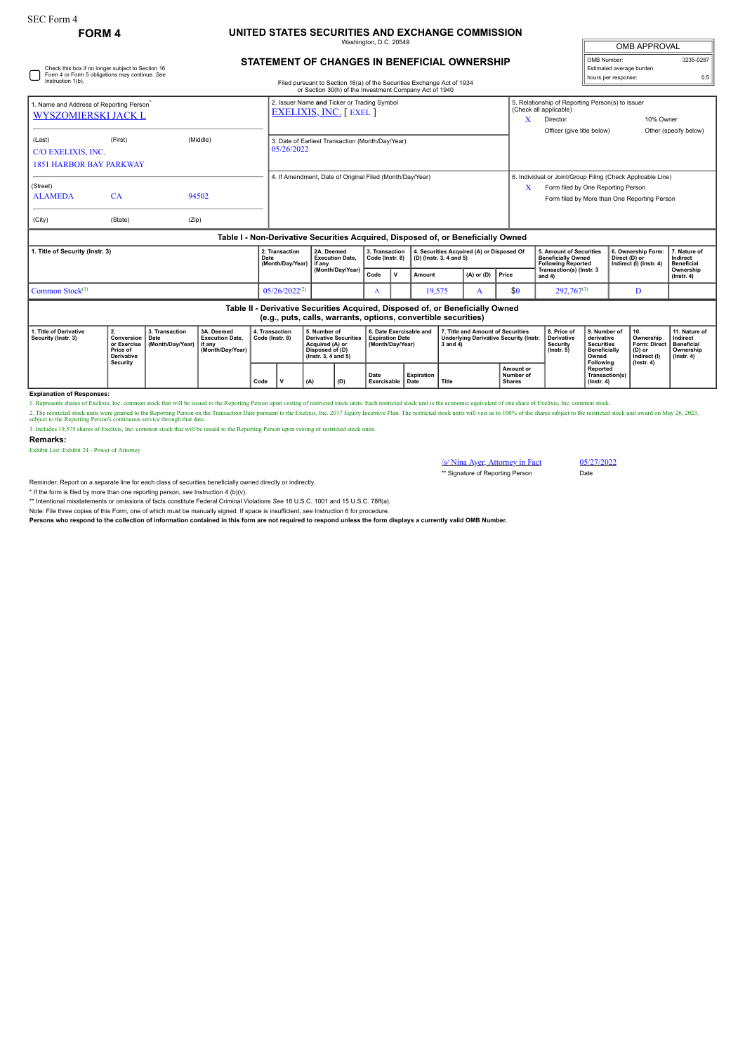SEC Form 4

**FORM 4**

# UNITED STATES SECURITIES AND EXCHANGE COMMISSION

Washington, D.C. 20549

## STATEMENT OF CHANGES IN BENEFICIAL OWNERSHIP

Filed pursuant to Section 16(a) of the Securities Exchange Act of 1934 or Section 30(h) of the Investment Company Act of 1940

| OMB APPROVAL | |
|---|---|
| OMB Number: | 3235-0287 |
| Estimated average burden | |
| hours per response: | 0.5 |

☐ Check this box if no longer subject to Section 16. Form 4 or Form 5 obligations may continue. *See* Instruction 1(b).

1. Name and Address of Reporting Person*
WYSZOMIERSKI JACK L

(Last) (First) (Middle)
C/O EXELIXIS, INC.
1851 HARBOR BAY PARKWAY

(Street)
ALAMEDA CA 94502

(City) (State) (Zip)

2. Issuer Name **and** Ticker or Trading Symbol
EXELIXIS, INC. [ EXEL ]

3. Date of Earliest Transaction (Month/Day/Year)
05/26/2022

4. If Amendment, Date of Original Filed (Month/Day/Year)

5. Relationship of Reporting Person(s) to Issuer (Check all applicable)
X Director
10% Owner
Officer (give title below)
Other (specify below)

6. Individual or Joint/Group Filing (Check Applicable Line)
X Form filed by One Reporting Person
Form filed by More than One Reporting Person

### Table I - Non-Derivative Securities Acquired, Disposed of, or Beneficially Owned

| 1. Title of Security (Instr. 3) | 2. Transaction Date (Month/Day/Year) | 2A. Deemed Execution Date, if any (Month/Day/Year) | 3. Transaction Code (Instr. 8) | | 4. Securities Acquired (A) or Disposed Of (D) (Instr. 3, 4 and 5) | | | 5. Amount of Securities Beneficially Owned Following Reported Transaction(s) (Instr. 3 and 4) | 6. Ownership Form: Direct (D) or Indirect (I) (Instr. 4) | 7. Nature of Indirect Beneficial Ownership (Instr. 4) |
|---|---|---|---|---|---|---|---|---|---|---|
| | | | Code | V | Amount | (A) or (D) | Price | | | |
| Common Stock[(1)] | 05/26/2022[(2)] | | A | | 19,575 | A | $0 | 292,767[(3)] | D | |

### Table II - Derivative Securities Acquired, Disposed of, or Beneficially Owned (e.g., puts, calls, warrants, options, convertible securities)

| 1. Title of Derivative Security (Instr. 3) | 2. Conversion or Exercise Price of Derivative Security | 3. Transaction Date (Month/Day/Year) | 3A. Deemed Execution Date, if any (Month/Day/Year) | 4. Transaction Code (Instr. 8) | | 5. Number of Derivative Securities Acquired (A) or Disposed of (D) (Instr. 3, 4 and 5) | | 6. Date Exercisable and Expiration Date (Month/Day/Year) | | 7. Title and Amount of Securities Underlying Derivative Security (Instr. 3 and 4) | | 8. Price of Derivative Security (Instr. 5) | 9. Number of derivative Securities Beneficially Owned Following Reported Transaction(s) (Instr. 4) | 10. Ownership Form: Direct (D) or Indirect (I) (Instr. 4) | 11. Nature of Indirect Beneficial Ownership (Instr. 4) |
|---|---|---|---|---|---|---|---|---|---|---|---|---|---|---|---|
| | | | | Code | V | (A) | (D) | Date Exercisable | Expiration Date | Title | Amount or Number of Shares | | | | |

**Explanation of Responses:**

1. Represents shares of Exelixis, Inc. common stock that will be issued to the Reporting Person upon vesting of restricted stock units. Each restricted stock unit is the economic equivalent of one share of Exelixis, Inc. common stock.

2. The restricted stock units were granted to the Reporting Person on the Transaction Date pursuant to the Exelixis, Inc. 2017 Equity Incentive Plan. The restricted stock units will vest as to 100% of the shares subject to the restricted stock unit award on May 26, 2023, subject to the Reporting Person's continuous service through that date.

3. Includes 19,575 shares of Exelixis, Inc. common stock that will be issued to the Reporting Person upon vesting of restricted stock units.

**Remarks:**

Exhibit List: Exhibit 24 - Power of Attorney

/s/ Nina Ayer, Attorney in Fact — 05/27/2022

** Signature of Reporting Person — Date

Reminder: Report on a separate line for each class of securities beneficially owned directly or indirectly.

* If the form is filed by more than one reporting person, *see* Instruction 4 (b)(v).

** Intentional misstatements or omissions of facts constitute Federal Criminal Violations *See* 18 U.S.C. 1001 and 15 U.S.C. 78ff(a).

Note: File three copies of this Form, one of which must be manually signed. If space is insufficient, *see* Instruction 6 for procedure.

**Persons who respond to the collection of information contained in this form are not required to respond unless the form displays a currently valid OMB Number.**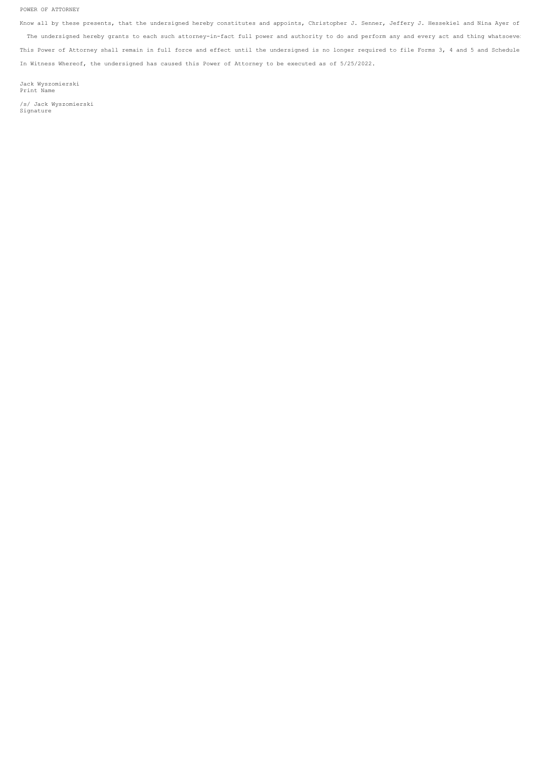POWER OF ATTORNEY

Know all by these presents, that the undersigned hereby constitutes and appoints, Christopher J. Senner, Jeffery J. Hessekiel and Nina Ayer of

The undersigned hereby grants to each such attorney-in-fact full power and authority to do and perform any and every act and thing whatsoeve

This Power of Attorney shall remain in full force and effect until the undersigned is no longer required to file Forms 3, 4 and 5 and Schedule

In Witness Whereof, the undersigned has caused this Power of Attorney to be executed as of 5/25/2022.

Jack Wyszomierski
Print Name

/s/ Jack Wyszomierski
Signature